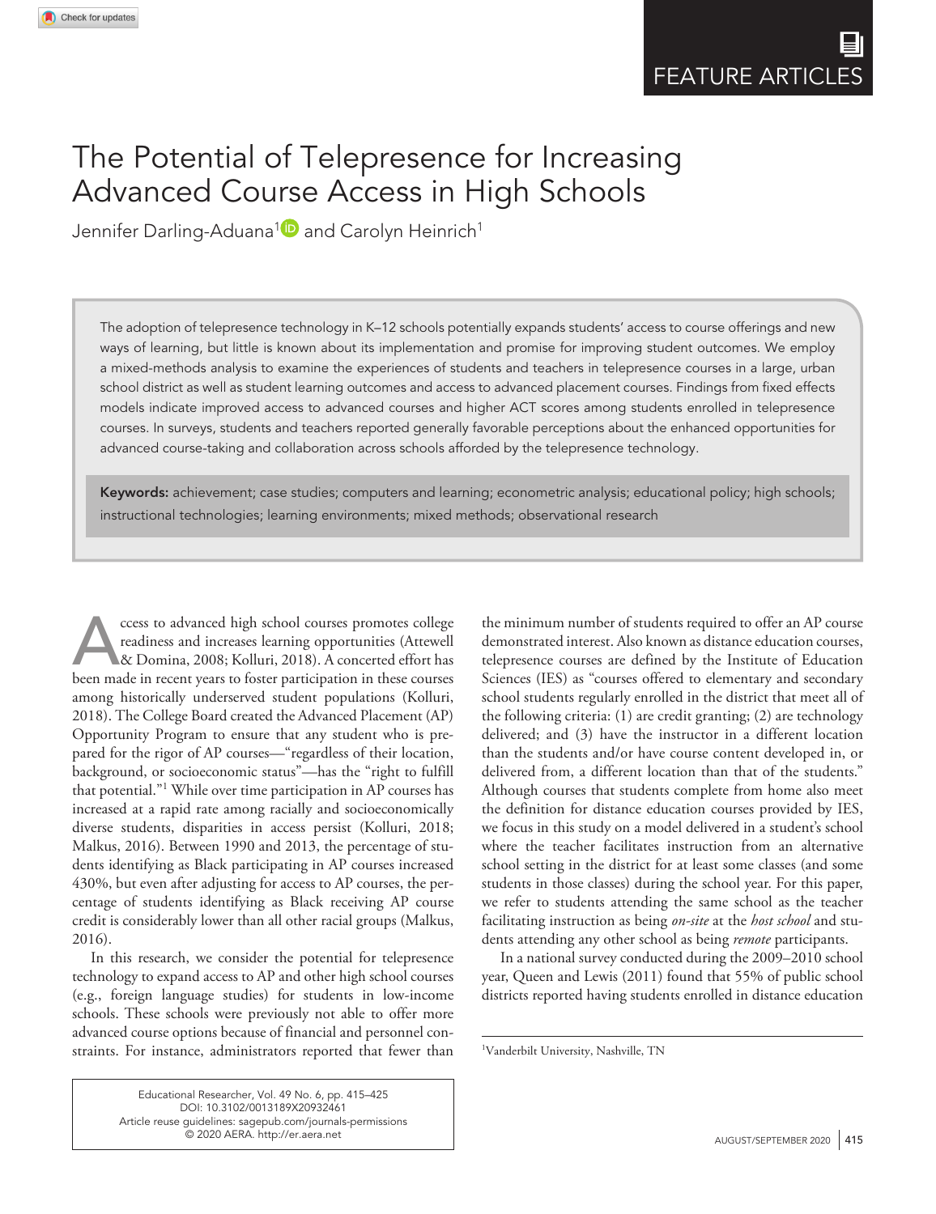FEATURE ARTICLES

# The Potential of Telepresence for Increasing Advanced Course Access in High Schools

Jennifer Darling-Aduana[1] and Carolyn Heinrich[1]

> The adoption of telepresence technology in K–12 schools potentially expands students' access to course offerings and new ways of learning, but little is known about its implementation and promise for improving student outcomes. We employ a mixed-methods analysis to examine the experiences of students and teachers in telepresence courses in a large, urban school district as well as student learning outcomes and access to advanced placement courses. Findings from fixed effects models indicate improved access to advanced courses and higher ACT scores among students enrolled in telepresence courses. In surveys, students and teachers reported generally favorable perceptions about the enhanced opportunities for advanced course-taking and collaboration across schools afforded by the telepresence technology.
>
> **Keywords:** achievement; case studies; computers and learning; econometric analysis; educational policy; high schools; instructional technologies; learning environments; mixed methods; observational research

Access to advanced high school courses promotes college readiness and increases learning opportunities (Attewell & Domina, 2008; Kolluri, 2018). A concerted effort has been made in recent years to foster participation in these courses among historically underserved student populations (Kolluri, 2018). The College Board created the Advanced Placement (AP) Opportunity Program to ensure that any student who is prepared for the rigor of AP courses—"regardless of their location, background, or socioeconomic status"—has the "right to fulfill that potential."[1] While over time participation in AP courses has increased at a rapid rate among racially and socioeconomically diverse students, disparities in access persist (Kolluri, 2018; Malkus, 2016). Between 1990 and 2013, the percentage of students identifying as Black participating in AP courses increased 430%, but even after adjusting for access to AP courses, the percentage of students identifying as Black receiving AP course credit is considerably lower than all other racial groups (Malkus, 2016).

In this research, we consider the potential for telepresence technology to expand access to AP and other high school courses (e.g., foreign language studies) for students in low-income schools. These schools were previously not able to offer more advanced course options because of financial and personnel constraints. For instance, administrators reported that fewer than the minimum number of students required to offer an AP course demonstrated interest. Also known as distance education courses, telepresence courses are defined by the Institute of Education Sciences (IES) as "courses offered to elementary and secondary school students regularly enrolled in the district that meet all of the following criteria: (1) are credit granting; (2) are technology delivered; and (3) have the instructor in a different location than the students and/or have course content developed in, or delivered from, a different location than that of the students." Although courses that students complete from home also meet the definition for distance education courses provided by IES, we focus in this study on a model delivered in a student's school where the teacher facilitates instruction from an alternative school setting in the district for at least some classes (and some students in those classes) during the school year. For this paper, we refer to students attending the same school as the teacher facilitating instruction as being *on-site* at the *host school* and students attending any other school as being *remote* participants.

In a national survey conducted during the 2009–2010 school year, Queen and Lewis (2011) found that 55% of public school districts reported having students enrolled in distance education

[1]Vanderbilt University, Nashville, TN

Educational Researcher, Vol. 49 No. 6, pp. 415–425
DOI: 10.3102/0013189X20932461
Article reuse guidelines: sagepub.com/journals-permissions
© 2020 AERA. http://er.aera.net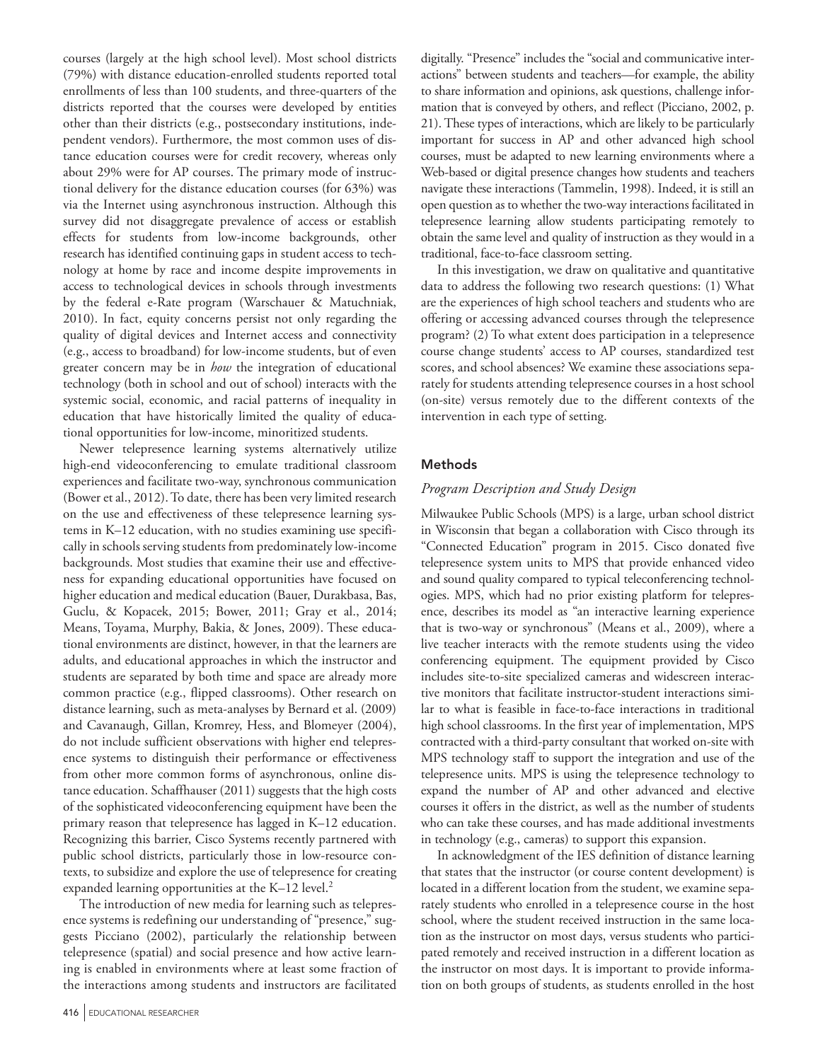courses (largely at the high school level). Most school districts (79%) with distance education-enrolled students reported total enrollments of less than 100 students, and three-quarters of the districts reported that the courses were developed by entities other than their districts (e.g., postsecondary institutions, independent vendors). Furthermore, the most common uses of distance education courses were for credit recovery, whereas only about 29% were for AP courses. The primary mode of instructional delivery for the distance education courses (for 63%) was via the Internet using asynchronous instruction. Although this survey did not disaggregate prevalence of access or establish effects for students from low-income backgrounds, other research has identified continuing gaps in student access to technology at home by race and income despite improvements in access to technological devices in schools through investments by the federal e-Rate program (Warschauer & Matuchniak, 2010). In fact, equity concerns persist not only regarding the quality of digital devices and Internet access and connectivity (e.g., access to broadband) for low-income students, but of even greater concern may be in *how* the integration of educational technology (both in school and out of school) interacts with the systemic social, economic, and racial patterns of inequality in education that have historically limited the quality of educational opportunities for low-income, minoritized students.

Newer telepresence learning systems alternatively utilize high-end videoconferencing to emulate traditional classroom experiences and facilitate two-way, synchronous communication (Bower et al., 2012). To date, there has been very limited research on the use and effectiveness of these telepresence learning systems in K–12 education, with no studies examining use specifically in schools serving students from predominately low-income backgrounds. Most studies that examine their use and effectiveness for expanding educational opportunities have focused on higher education and medical education (Bauer, Durakbasa, Bas, Guclu, & Kopacek, 2015; Bower, 2011; Gray et al., 2014; Means, Toyama, Murphy, Bakia, & Jones, 2009). These educational environments are distinct, however, in that the learners are adults, and educational approaches in which the instructor and students are separated by both time and space are already more common practice (e.g., flipped classrooms). Other research on distance learning, such as meta-analyses by Bernard et al. (2009) and Cavanaugh, Gillan, Kromrey, Hess, and Blomeyer (2004), do not include sufficient observations with higher end telepresence systems to distinguish their performance or effectiveness from other more common forms of asynchronous, online distance education. Schaffhauser (2011) suggests that the high costs of the sophisticated videoconferencing equipment have been the primary reason that telepresence has lagged in K–12 education. Recognizing this barrier, Cisco Systems recently partnered with public school districts, particularly those in low-resource contexts, to subsidize and explore the use of telepresence for creating expanded learning opportunities at the K–12 level.[2]

The introduction of new media for learning such as telepresence systems is redefining our understanding of "presence," suggests Picciano (2002), particularly the relationship between telepresence (spatial) and social presence and how active learning is enabled in environments where at least some fraction of the interactions among students and instructors are facilitated digitally. "Presence" includes the "social and communicative interactions" between students and teachers—for example, the ability to share information and opinions, ask questions, challenge information that is conveyed by others, and reflect (Picciano, 2002, p. 21). These types of interactions, which are likely to be particularly important for success in AP and other advanced high school courses, must be adapted to new learning environments where a Web-based or digital presence changes how students and teachers navigate these interactions (Tammelin, 1998). Indeed, it is still an open question as to whether the two-way interactions facilitated in telepresence learning allow students participating remotely to obtain the same level and quality of instruction as they would in a traditional, face-to-face classroom setting.

In this investigation, we draw on qualitative and quantitative data to address the following two research questions: (1) What are the experiences of high school teachers and students who are offering or accessing advanced courses through the telepresence program? (2) To what extent does participation in a telepresence course change students' access to AP courses, standardized test scores, and school absences? We examine these associations separately for students attending telepresence courses in a host school (on-site) versus remotely due to the different contexts of the intervention in each type of setting.

## Methods

### *Program Description and Study Design*

Milwaukee Public Schools (MPS) is a large, urban school district in Wisconsin that began a collaboration with Cisco through its "Connected Education" program in 2015. Cisco donated five telepresence system units to MPS that provide enhanced video and sound quality compared to typical teleconferencing technologies. MPS, which had no prior existing platform for telepresence, describes its model as "an interactive learning experience that is two-way or synchronous" (Means et al., 2009), where a live teacher interacts with the remote students using the video conferencing equipment. The equipment provided by Cisco includes site-to-site specialized cameras and widescreen interactive monitors that facilitate instructor-student interactions similar to what is feasible in face-to-face interactions in traditional high school classrooms. In the first year of implementation, MPS contracted with a third-party consultant that worked on-site with MPS technology staff to support the integration and use of the telepresence units. MPS is using the telepresence technology to expand the number of AP and other advanced and elective courses it offers in the district, as well as the number of students who can take these courses, and has made additional investments in technology (e.g., cameras) to support this expansion.

In acknowledgment of the IES definition of distance learning that states that the instructor (or course content development) is located in a different location from the student, we examine separately students who enrolled in a telepresence course in the host school, where the student received instruction in the same location as the instructor on most days, versus students who participated remotely and received instruction in a different location as the instructor on most days. It is important to provide information on both groups of students, as students enrolled in the host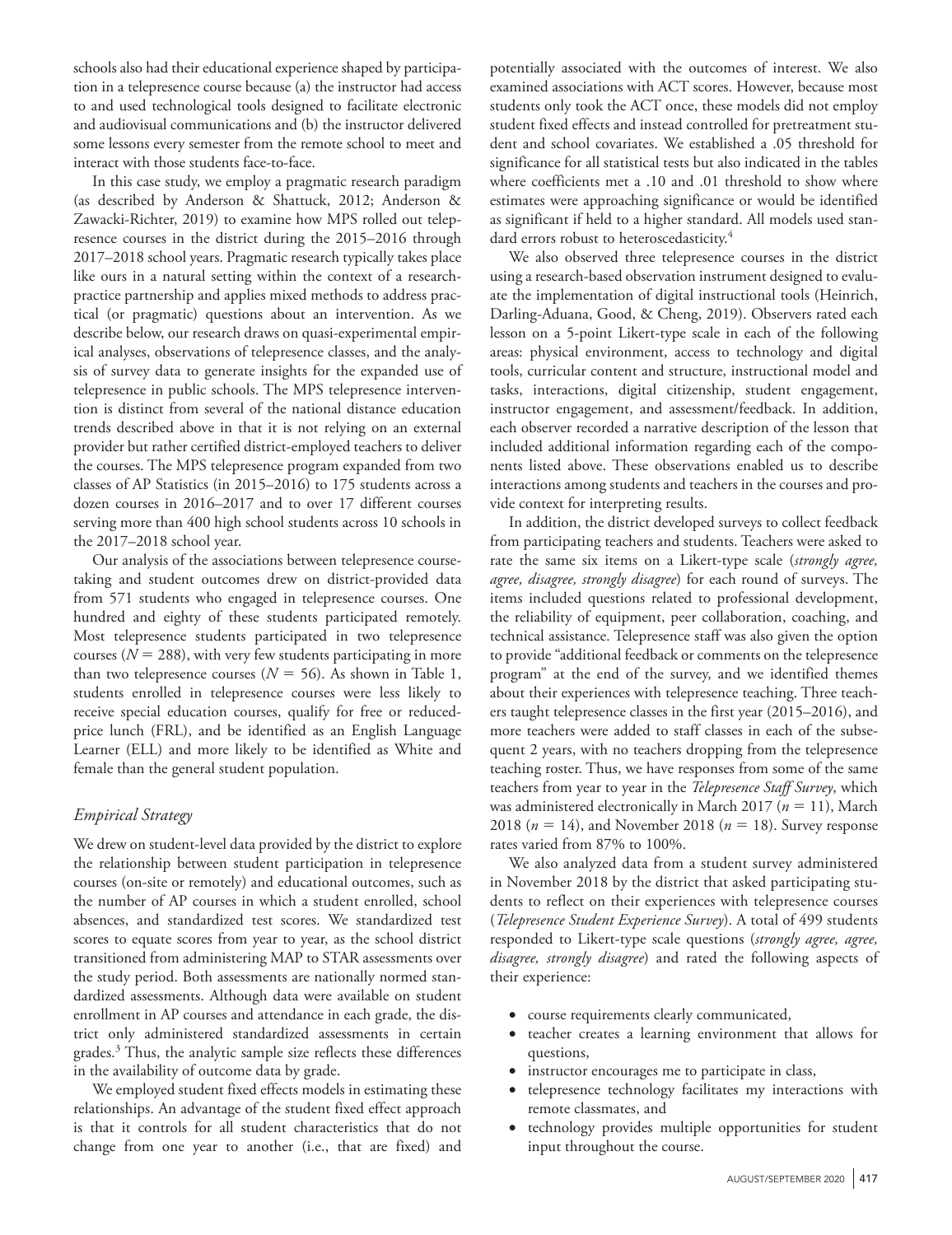schools also had their educational experience shaped by participation in a telepresence course because (a) the instructor had access to and used technological tools designed to facilitate electronic and audiovisual communications and (b) the instructor delivered some lessons every semester from the remote school to meet and interact with those students face-to-face.

In this case study, we employ a pragmatic research paradigm (as described by Anderson & Shattuck, 2012; Anderson & Zawacki-Richter, 2019) to examine how MPS rolled out telepresence courses in the district during the 2015–2016 through 2017–2018 school years. Pragmatic research typically takes place like ours in a natural setting within the context of a research-practice partnership and applies mixed methods to address practical (or pragmatic) questions about an intervention. As we describe below, our research draws on quasi-experimental empirical analyses, observations of telepresence classes, and the analysis of survey data to generate insights for the expanded use of telepresence in public schools. The MPS telepresence intervention is distinct from several of the national distance education trends described above in that it is not relying on an external provider but rather certified district-employed teachers to deliver the courses. The MPS telepresence program expanded from two classes of AP Statistics (in 2015–2016) to 175 students across a dozen courses in 2016–2017 and to over 17 different courses serving more than 400 high school students across 10 schools in the 2017–2018 school year.

Our analysis of the associations between telepresence course-taking and student outcomes drew on district-provided data from 571 students who engaged in telepresence courses. One hundred and eighty of these students participated remotely. Most telepresence students participated in two telepresence courses ($N = 288$), with very few students participating in more than two telepresence courses ($N = 56$). As shown in Table 1, students enrolled in telepresence courses were less likely to receive special education courses, qualify for free or reduced-price lunch (FRL), and be identified as an English Language Learner (ELL) and more likely to be identified as White and female than the general student population.

## *Empirical Strategy*

We drew on student-level data provided by the district to explore the relationship between student participation in telepresence courses (on-site or remotely) and educational outcomes, such as the number of AP courses in which a student enrolled, school absences, and standardized test scores. We standardized test scores to equate scores from year to year, as the school district transitioned from administering MAP to STAR assessments over the study period. Both assessments are nationally normed standardized assessments. Although data were available on student enrollment in AP courses and attendance in each grade, the district only administered standardized assessments in certain grades.[3] Thus, the analytic sample size reflects these differences in the availability of outcome data by grade.

We employed student fixed effects models in estimating these relationships. An advantage of the student fixed effect approach is that it controls for all student characteristics that do not change from one year to another (i.e., that are fixed) and potentially associated with the outcomes of interest. We also examined associations with ACT scores. However, because most students only took the ACT once, these models did not employ student fixed effects and instead controlled for pretreatment student and school covariates. We established a .05 threshold for significance for all statistical tests but also indicated in the tables where coefficients met a .10 and .01 threshold to show where estimates were approaching significance or would be identified as significant if held to a higher standard. All models used standard errors robust to heteroscedasticity.[4]

We also observed three telepresence courses in the district using a research-based observation instrument designed to evaluate the implementation of digital instructional tools (Heinrich, Darling-Aduana, Good, & Cheng, 2019). Observers rated each lesson on a 5-point Likert-type scale in each of the following areas: physical environment, access to technology and digital tools, curricular content and structure, instructional model and tasks, interactions, digital citizenship, student engagement, instructor engagement, and assessment/feedback. In addition, each observer recorded a narrative description of the lesson that included additional information regarding each of the components listed above. These observations enabled us to describe interactions among students and teachers in the courses and provide context for interpreting results.

In addition, the district developed surveys to collect feedback from participating teachers and students. Teachers were asked to rate the same six items on a Likert-type scale (*strongly agree, agree, disagree, strongly disagree*) for each round of surveys. The items included questions related to professional development, the reliability of equipment, peer collaboration, coaching, and technical assistance. Telepresence staff was also given the option to provide "additional feedback or comments on the telepresence program" at the end of the survey, and we identified themes about their experiences with telepresence teaching. Three teachers taught telepresence classes in the first year (2015–2016), and more teachers were added to staff classes in each of the subsequent 2 years, with no teachers dropping from the telepresence teaching roster. Thus, we have responses from some of the same teachers from year to year in the *Telepresence Staff Survey*, which was administered electronically in March 2017 ($n = 11$), March 2018 ($n = 14$), and November 2018 ($n = 18$). Survey response rates varied from 87% to 100%.

We also analyzed data from a student survey administered in November 2018 by the district that asked participating students to reflect on their experiences with telepresence courses (*Telepresence Student Experience Survey*). A total of 499 students responded to Likert-type scale questions (*strongly agree, agree, disagree, strongly disagree*) and rated the following aspects of their experience:

- course requirements clearly communicated,
- teacher creates a learning environment that allows for questions,
- instructor encourages me to participate in class,
- telepresence technology facilitates my interactions with remote classmates, and
- technology provides multiple opportunities for student input throughout the course.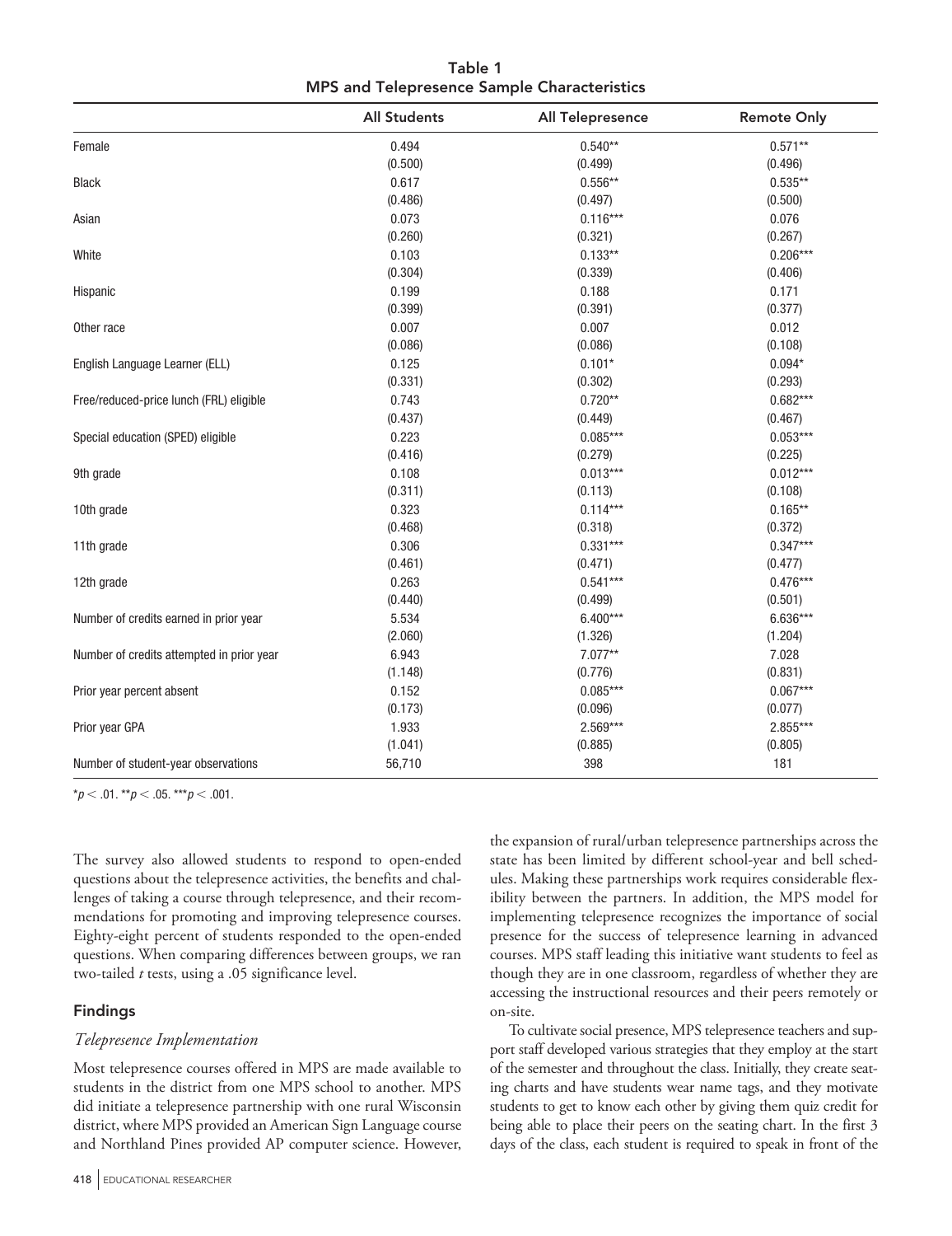**Table 1**
**MPS and Telepresence Sample Characteristics**

| | All Students | All Telepresence | Remote Only |
|---|---|---|---|
| Female | 0.494 | 0.540** | 0.571** |
| | (0.500) | (0.499) | (0.496) |
| Black | 0.617 | 0.556** | 0.535** |
| | (0.486) | (0.497) | (0.500) |
| Asian | 0.073 | 0.116*** | 0.076 |
| | (0.260) | (0.321) | (0.267) |
| White | 0.103 | 0.133** | 0.206*** |
| | (0.304) | (0.339) | (0.406) |
| Hispanic | 0.199 | 0.188 | 0.171 |
| | (0.399) | (0.391) | (0.377) |
| Other race | 0.007 | 0.007 | 0.012 |
| | (0.086) | (0.086) | (0.108) |
| English Language Learner (ELL) | 0.125 | 0.101* | 0.094* |
| | (0.331) | (0.302) | (0.293) |
| Free/reduced-price lunch (FRL) eligible | 0.743 | 0.720** | 0.682*** |
| | (0.437) | (0.449) | (0.467) |
| Special education (SPED) eligible | 0.223 | 0.085*** | 0.053*** |
| | (0.416) | (0.279) | (0.225) |
| 9th grade | 0.108 | 0.013*** | 0.012*** |
| | (0.311) | (0.113) | (0.108) |
| 10th grade | 0.323 | 0.114*** | 0.165** |
| | (0.468) | (0.318) | (0.372) |
| 11th grade | 0.306 | 0.331*** | 0.347*** |
| | (0.461) | (0.471) | (0.477) |
| 12th grade | 0.263 | 0.541*** | 0.476*** |
| | (0.440) | (0.499) | (0.501) |
| Number of credits earned in prior year | 5.534 | 6.400*** | 6.636*** |
| | (2.060) | (1.326) | (1.204) |
| Number of credits attempted in prior year | 6.943 | 7.077** | 7.028 |
| | (1.148) | (0.776) | (0.831) |
| Prior year percent absent | 0.152 | 0.085*** | 0.067*** |
| | (0.173) | (0.096) | (0.077) |
| Prior year GPA | 1.933 | 2.569*** | 2.855*** |
| | (1.041) | (0.885) | (0.805) |
| Number of student-year observations | 56,710 | 398 | 181 |

*$p < .01$. **$p < .05$. ***$p < .001$.

The survey also allowed students to respond to open-ended questions about the telepresence activities, the benefits and challenges of taking a course through telepresence, and their recommendations for promoting and improving telepresence courses. Eighty-eight percent of students responded to the open-ended questions. When comparing differences between groups, we ran two-tailed *t* tests, using a .05 significance level.

## Findings

### *Telepresence Implementation*

Most telepresence courses offered in MPS are made available to students in the district from one MPS school to another. MPS did initiate a telepresence partnership with one rural Wisconsin district, where MPS provided an American Sign Language course and Northland Pines provided AP computer science. However, the expansion of rural/urban telepresence partnerships across the state has been limited by different school-year and bell schedules. Making these partnerships work requires considerable flexibility between the partners. In addition, the MPS model for implementing telepresence recognizes the importance of social presence for the success of telepresence learning in advanced courses. MPS staff leading this initiative want students to feel as though they are in one classroom, regardless of whether they are accessing the instructional resources and their peers remotely or on-site.

To cultivate social presence, MPS telepresence teachers and support staff developed various strategies that they employ at the start of the semester and throughout the class. Initially, they create seating charts and have students wear name tags, and they motivate students to get to know each other by giving them quiz credit for being able to place their peers on the seating chart. In the first 3 days of the class, each student is required to speak in front of the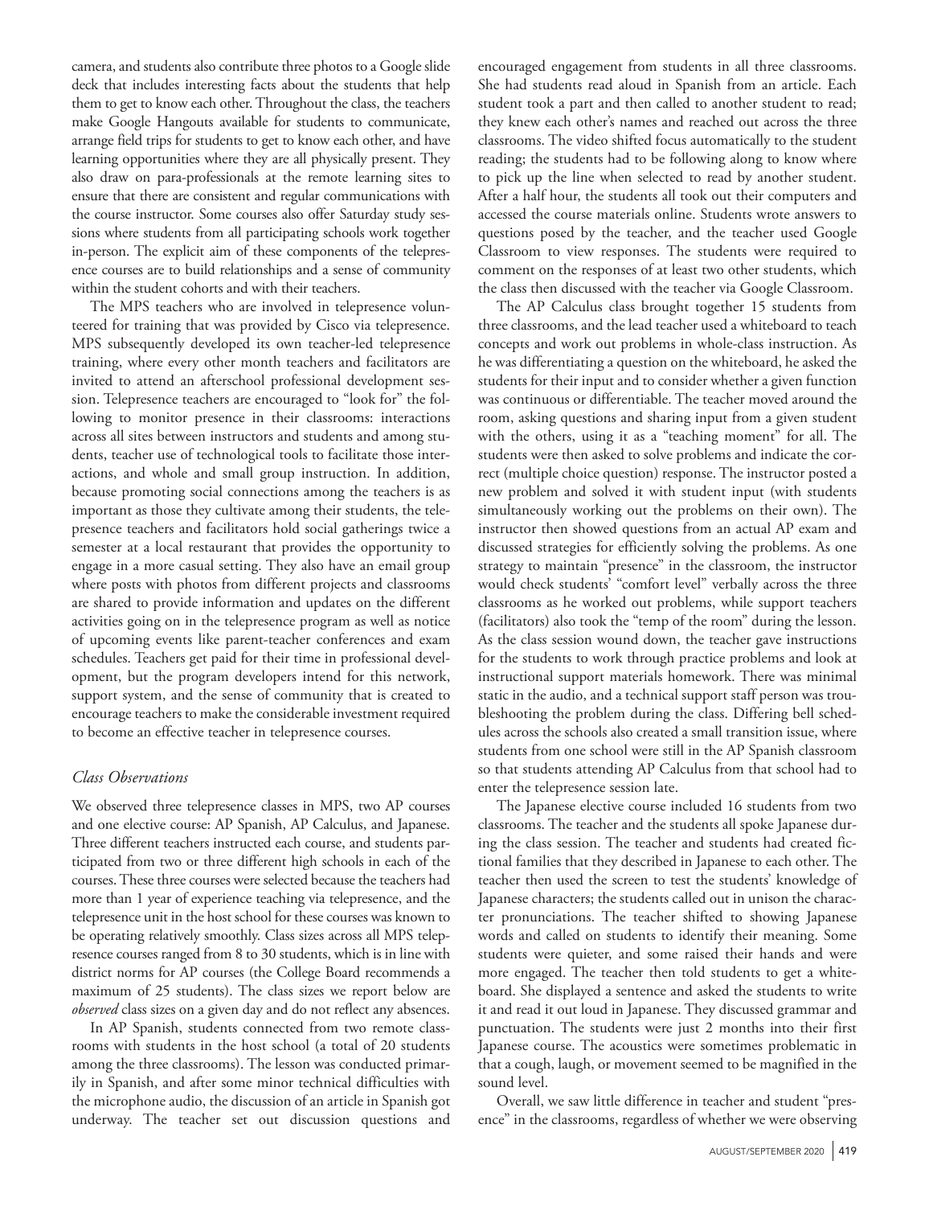camera, and students also contribute three photos to a Google slide deck that includes interesting facts about the students that help them to get to know each other. Throughout the class, the teachers make Google Hangouts available for students to communicate, arrange field trips for students to get to know each other, and have learning opportunities where they are all physically present. They also draw on para-professionals at the remote learning sites to ensure that there are consistent and regular communications with the course instructor. Some courses also offer Saturday study sessions where students from all participating schools work together in-person. The explicit aim of these components of the telepresence courses are to build relationships and a sense of community within the student cohorts and with their teachers.

The MPS teachers who are involved in telepresence volunteered for training that was provided by Cisco via telepresence. MPS subsequently developed its own teacher-led telepresence training, where every other month teachers and facilitators are invited to attend an afterschool professional development session. Telepresence teachers are encouraged to "look for" the following to monitor presence in their classrooms: interactions across all sites between instructors and students and among students, teacher use of technological tools to facilitate those interactions, and whole and small group instruction. In addition, because promoting social connections among the teachers is as important as those they cultivate among their students, the telepresence teachers and facilitators hold social gatherings twice a semester at a local restaurant that provides the opportunity to engage in a more casual setting. They also have an email group where posts with photos from different projects and classrooms are shared to provide information and updates on the different activities going on in the telepresence program as well as notice of upcoming events like parent-teacher conferences and exam schedules. Teachers get paid for their time in professional development, but the program developers intend for this network, support system, and the sense of community that is created to encourage teachers to make the considerable investment required to become an effective teacher in telepresence courses.

### *Class Observations*

We observed three telepresence classes in MPS, two AP courses and one elective course: AP Spanish, AP Calculus, and Japanese. Three different teachers instructed each course, and students participated from two or three different high schools in each of the courses. These three courses were selected because the teachers had more than 1 year of experience teaching via telepresence, and the telepresence unit in the host school for these courses was known to be operating relatively smoothly. Class sizes across all MPS telepresence courses ranged from 8 to 30 students, which is in line with district norms for AP courses (the College Board recommends a maximum of 25 students). The class sizes we report below are *observed* class sizes on a given day and do not reflect any absences.

In AP Spanish, students connected from two remote classrooms with students in the host school (a total of 20 students among the three classrooms). The lesson was conducted primarily in Spanish, and after some minor technical difficulties with the microphone audio, the discussion of an article in Spanish got underway. The teacher set out discussion questions and encouraged engagement from students in all three classrooms. She had students read aloud in Spanish from an article. Each student took a part and then called to another student to read; they knew each other's names and reached out across the three classrooms. The video shifted focus automatically to the student reading; the students had to be following along to know where to pick up the line when selected to read by another student. After a half hour, the students all took out their computers and accessed the course materials online. Students wrote answers to questions posed by the teacher, and the teacher used Google Classroom to view responses. The students were required to comment on the responses of at least two other students, which the class then discussed with the teacher via Google Classroom.

The AP Calculus class brought together 15 students from three classrooms, and the lead teacher used a whiteboard to teach concepts and work out problems in whole-class instruction. As he was differentiating a question on the whiteboard, he asked the students for their input and to consider whether a given function was continuous or differentiable. The teacher moved around the room, asking questions and sharing input from a given student with the others, using it as a "teaching moment" for all. The students were then asked to solve problems and indicate the correct (multiple choice question) response. The instructor posted a new problem and solved it with student input (with students simultaneously working out the problems on their own). The instructor then showed questions from an actual AP exam and discussed strategies for efficiently solving the problems. As one strategy to maintain "presence" in the classroom, the instructor would check students' "comfort level" verbally across the three classrooms as he worked out problems, while support teachers (facilitators) also took the "temp of the room" during the lesson. As the class session wound down, the teacher gave instructions for the students to work through practice problems and look at instructional support materials homework. There was minimal static in the audio, and a technical support staff person was troubleshooting the problem during the class. Differing bell schedules across the schools also created a small transition issue, where students from one school were still in the AP Spanish classroom so that students attending AP Calculus from that school had to enter the telepresence session late.

The Japanese elective course included 16 students from two classrooms. The teacher and the students all spoke Japanese during the class session. The teacher and students had created fictional families that they described in Japanese to each other. The teacher then used the screen to test the students' knowledge of Japanese characters; the students called out in unison the character pronunciations. The teacher shifted to showing Japanese words and called on students to identify their meaning. Some students were quieter, and some raised their hands and were more engaged. The teacher then told students to get a whiteboard. She displayed a sentence and asked the students to write it and read it out loud in Japanese. They discussed grammar and punctuation. The students were just 2 months into their first Japanese course. The acoustics were sometimes problematic in that a cough, laugh, or movement seemed to be magnified in the sound level.

Overall, we saw little difference in teacher and student "presence" in the classrooms, regardless of whether we were observing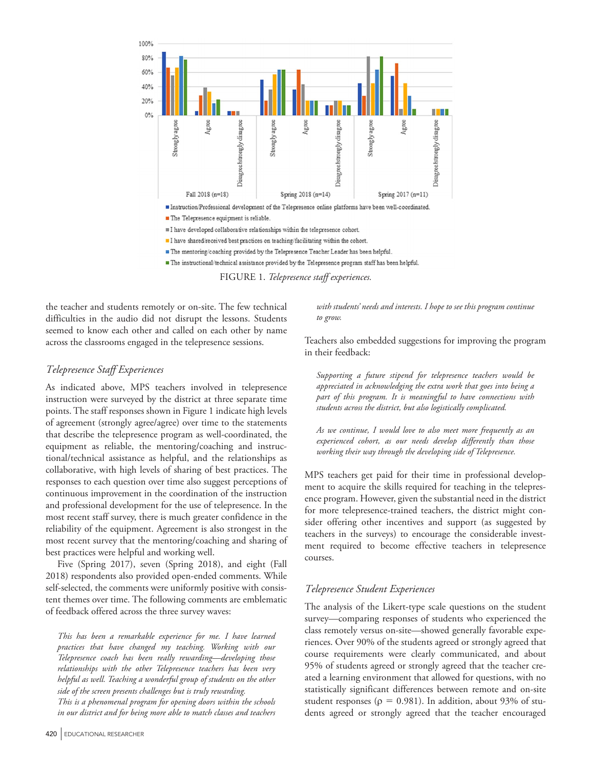FIGURE 1. *Telepresence staff experiences.*

the teacher and students remotely or on-site. The few technical difficulties in the audio did not disrupt the lessons. Students seemed to know each other and called on each other by name across the classrooms engaged in the telepresence sessions.

### *Telepresence Staff Experiences*

As indicated above, MPS teachers involved in telepresence instruction were surveyed by the district at three separate time points. The staff responses shown in Figure 1 indicate high levels of agreement (strongly agree/agree) over time to the statements that describe the telepresence program as well-coordinated, the equipment as reliable, the mentoring/coaching and instructional/technical assistance as helpful, and the relationships as collaborative, with high levels of sharing of best practices. The responses to each question over time also suggest perceptions of continuous improvement in the coordination of the instruction and professional development for the use of telepresence. In the most recent staff survey, there is much greater confidence in the reliability of the equipment. Agreement is also strongest in the most recent survey that the mentoring/coaching and sharing of best practices were helpful and working well.

Five (Spring 2017), seven (Spring 2018), and eight (Fall 2018) respondents also provided open-ended comments. While self-selected, the comments were uniformly positive with consistent themes over time. The following comments are emblematic of feedback offered across the three survey waves:

> *This has been a remarkable experience for me. I have learned practices that have changed my teaching. Working with our Telepresence coach has been really rewarding—developing those relationships with the other Telepresence teachers has been very helpful as well. Teaching a wonderful group of students on the other side of the screen presents challenges but is truly rewarding.*
>
> *This is a phenomenal program for opening doors within the schools in our district and for being more able to match classes and teachers with students' needs and interests. I hope to see this program continue to grow.*

Teachers also embedded suggestions for improving the program in their feedback:

> *Supporting a future stipend for telepresence teachers would be appreciated in acknowledging the extra work that goes into being a part of this program. It is meaningful to have connections with students across the district, but also logistically complicated.*
>
> *As we continue, I would love to also meet more frequently as an experienced cohort, as our needs develop differently than those working their way through the developing side of Telepresence.*

MPS teachers get paid for their time in professional development to acquire the skills required for teaching in the telepresence program. However, given the substantial need in the district for more telepresence-trained teachers, the district might consider offering other incentives and support (as suggested by teachers in the surveys) to encourage the considerable investment required to become effective teachers in telepresence courses.

### *Telepresence Student Experiences*

The analysis of the Likert-type scale questions on the student survey—comparing responses of students who experienced the class remotely versus on-site—showed generally favorable experiences. Over 90% of the students agreed or strongly agreed that course requirements were clearly communicated, and about 95% of students agreed or strongly agreed that the teacher created a learning environment that allowed for questions, with no statistically significant differences between remote and on-site student responses ($\rho = 0.981$). In addition, about 93% of students agreed or strongly agreed that the teacher encouraged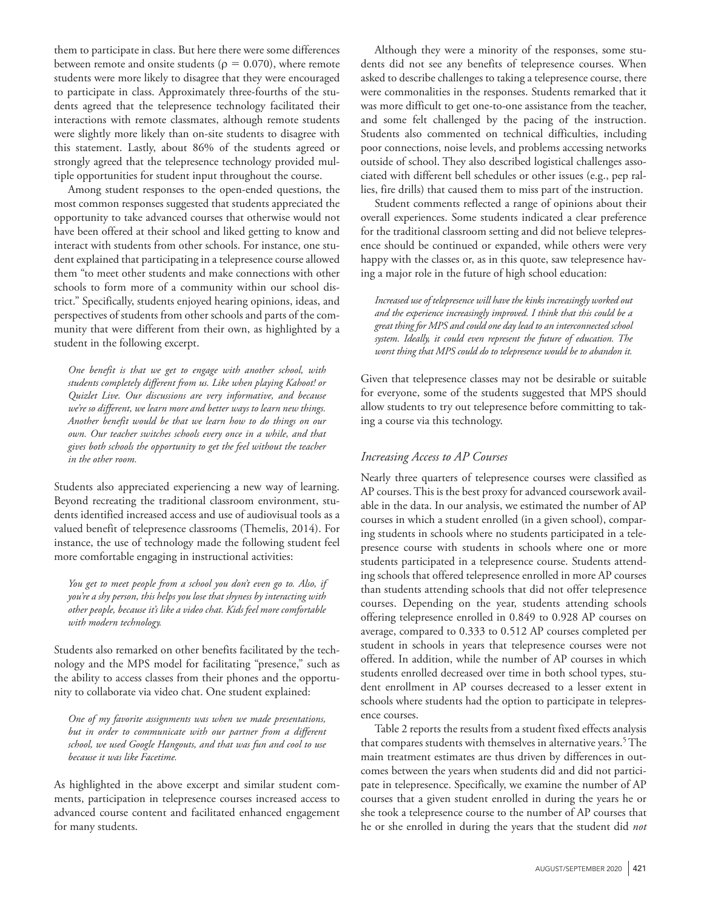them to participate in class. But here there were some differences between remote and onsite students ($\rho = 0.070$), where remote students were more likely to disagree that they were encouraged to participate in class. Approximately three-fourths of the students agreed that the telepresence technology facilitated their interactions with remote classmates, although remote students were slightly more likely than on-site students to disagree with this statement. Lastly, about 86% of the students agreed or strongly agreed that the telepresence technology provided multiple opportunities for student input throughout the course.

Among student responses to the open-ended questions, the most common responses suggested that students appreciated the opportunity to take advanced courses that otherwise would not have been offered at their school and liked getting to know and interact with students from other schools. For instance, one student explained that participating in a telepresence course allowed them "to meet other students and make connections with other schools to form more of a community within our school district." Specifically, students enjoyed hearing opinions, ideas, and perspectives of students from other schools and parts of the community that were different from their own, as highlighted by a student in the following excerpt.

> *One benefit is that we get to engage with another school, with students completely different from us. Like when playing Kahoot! or Quizlet Live. Our discussions are very informative, and because we're so different, we learn more and better ways to learn new things. Another benefit would be that we learn how to do things on our own. Our teacher switches schools every once in a while, and that gives both schools the opportunity to get the feel without the teacher in the other room.*

Students also appreciated experiencing a new way of learning. Beyond recreating the traditional classroom environment, students identified increased access and use of audiovisual tools as a valued benefit of telepresence classrooms (Themelis, 2014). For instance, the use of technology made the following student feel more comfortable engaging in instructional activities:

> *You get to meet people from a school you don't even go to. Also, if you're a shy person, this helps you lose that shyness by interacting with other people, because it's like a video chat. Kids feel more comfortable with modern technology.*

Students also remarked on other benefits facilitated by the technology and the MPS model for facilitating "presence," such as the ability to access classes from their phones and the opportunity to collaborate via video chat. One student explained:

> *One of my favorite assignments was when we made presentations, but in order to communicate with our partner from a different school, we used Google Hangouts, and that was fun and cool to use because it was like Facetime.*

As highlighted in the above excerpt and similar student comments, participation in telepresence courses increased access to advanced course content and facilitated enhanced engagement for many students.

Although they were a minority of the responses, some students did not see any benefits of telepresence courses. When asked to describe challenges to taking a telepresence course, there were commonalities in the responses. Students remarked that it was more difficult to get one-to-one assistance from the teacher, and some felt challenged by the pacing of the instruction. Students also commented on technical difficulties, including poor connections, noise levels, and problems accessing networks outside of school. They also described logistical challenges associated with different bell schedules or other issues (e.g., pep rallies, fire drills) that caused them to miss part of the instruction.

Student comments reflected a range of opinions about their overall experiences. Some students indicated a clear preference for the traditional classroom setting and did not believe telepresence should be continued or expanded, while others were very happy with the classes or, as in this quote, saw telepresence having a major role in the future of high school education:

> *Increased use of telepresence will have the kinks increasingly worked out and the experience increasingly improved. I think that this could be a great thing for MPS and could one day lead to an interconnected school system. Ideally, it could even represent the future of education. The worst thing that MPS could do to telepresence would be to abandon it.*

Given that telepresence classes may not be desirable or suitable for everyone, some of the students suggested that MPS should allow students to try out telepresence before committing to taking a course via this technology.

### *Increasing Access to AP Courses*

Nearly three quarters of telepresence courses were classified as AP courses. This is the best proxy for advanced coursework available in the data. In our analysis, we estimated the number of AP courses in which a student enrolled (in a given school), comparing students in schools where no students participated in a telepresence course with students in schools where one or more students participated in a telepresence course. Students attending schools that offered telepresence enrolled in more AP courses than students attending schools that did not offer telepresence courses. Depending on the year, students attending schools offering telepresence enrolled in 0.849 to 0.928 AP courses on average, compared to 0.333 to 0.512 AP courses completed per student in schools in years that telepresence courses were not offered. In addition, while the number of AP courses in which students enrolled decreased over time in both school types, student enrollment in AP courses decreased to a lesser extent in schools where students had the option to participate in telepresence courses.

Table 2 reports the results from a student fixed effects analysis that compares students with themselves in alternative years.[5] The main treatment estimates are thus driven by differences in outcomes between the years when students did and did not participate in telepresence. Specifically, we examine the number of AP courses that a given student enrolled in during the years he or she took a telepresence course to the number of AP courses that he or she enrolled in during the years that the student did *not*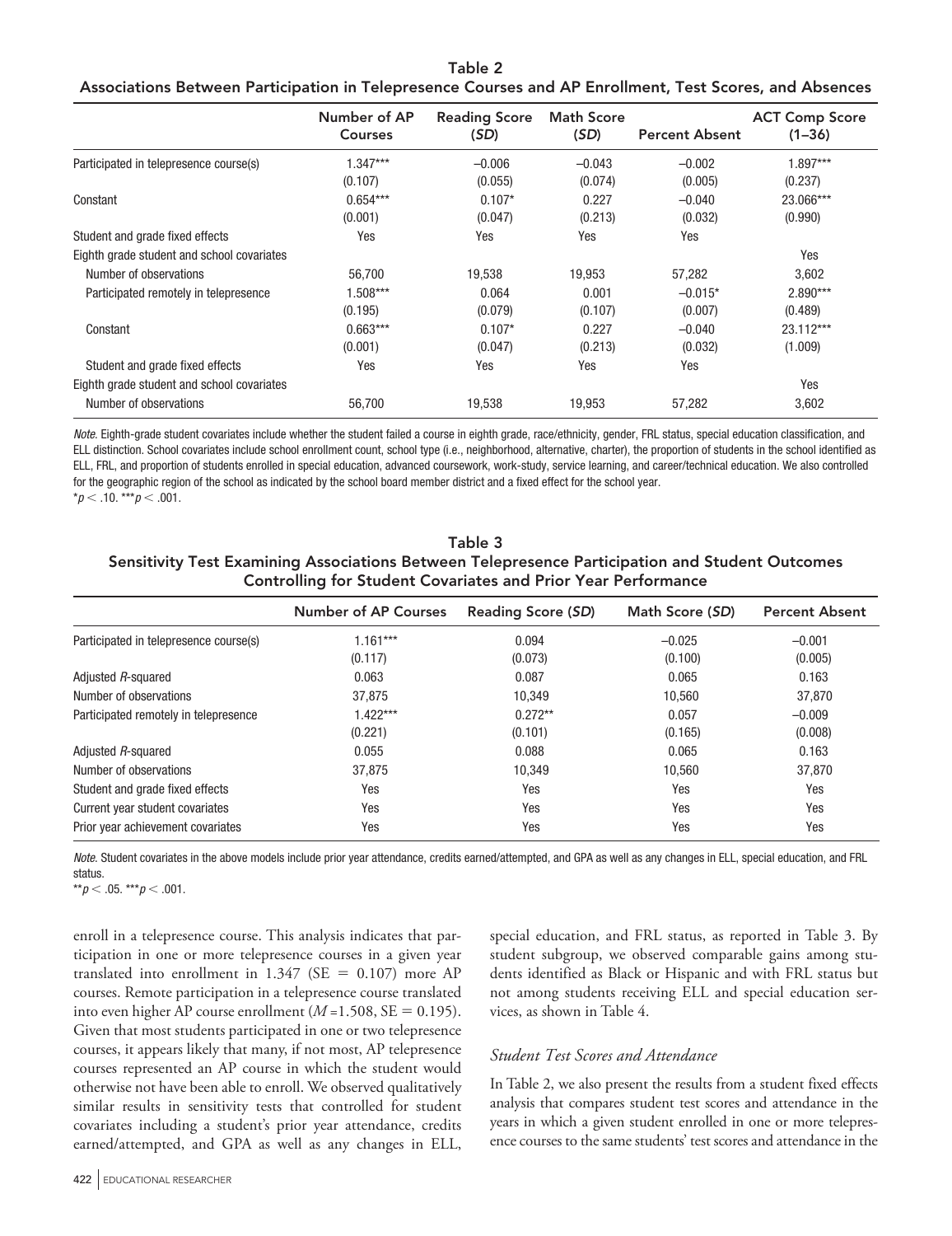**Table 2**
**Associations Between Participation in Telepresence Courses and AP Enrollment, Test Scores, and Absences**

| | Number of AP Courses | Reading Score (*SD*) | Math Score (*SD*) | Percent Absent | ACT Comp Score (1–36) |
|---|---|---|---|---|---|
| Participated in telepresence course(s) | 1.347*** | −0.006 | −0.043 | −0.002 | 1.897*** |
| | (0.107) | (0.055) | (0.074) | (0.005) | (0.237) |
| Constant | 0.654*** | 0.107* | 0.227 | −0.040 | 23.066*** |
| | (0.001) | (0.047) | (0.213) | (0.032) | (0.990) |
| Student and grade fixed effects | Yes | Yes | Yes | Yes | |
| Eighth grade student and school covariates | | | | | Yes |
| Number of observations | 56,700 | 19,538 | 19,953 | 57,282 | 3,602 |
| Participated remotely in telepresence | 1.508*** | 0.064 | 0.001 | −0.015* | 2.890*** |
| | (0.195) | (0.079) | (0.107) | (0.007) | (0.489) |
| Constant | 0.663*** | 0.107* | 0.227 | −0.040 | 23.112*** |
| | (0.001) | (0.047) | (0.213) | (0.032) | (1.009) |
| Student and grade fixed effects | Yes | Yes | Yes | Yes | |
| Eighth grade student and school covariates | | | | | Yes |
| Number of observations | 56,700 | 19,538 | 19,953 | 57,282 | 3,602 |

*Note.* Eighth-grade student covariates include whether the student failed a course in eighth grade, race/ethnicity, gender, FRL status, special education classification, and ELL distinction. School covariates include school enrollment count, school type (i.e., neighborhood, alternative, charter), the proportion of students in the school identified as ELL, FRL, and proportion of students enrolled in special education, advanced coursework, work-study, service learning, and career/technical education. We also controlled for the geographic region of the school as indicated by the school board member district and a fixed effect for the school year.
*$p < .10$. ***$p < .001$.

**Table 3**
**Sensitivity Test Examining Associations Between Telepresence Participation and Student Outcomes Controlling for Student Covariates and Prior Year Performance**

| | Number of AP Courses | Reading Score (*SD*) | Math Score (*SD*) | Percent Absent |
|---|---|---|---|---|
| Participated in telepresence course(s) | 1.161*** | 0.094 | −0.025 | −0.001 |
| | (0.117) | (0.073) | (0.100) | (0.005) |
| Adjusted $R$-squared | 0.063 | 0.087 | 0.065 | 0.163 |
| Number of observations | 37,875 | 10,349 | 10,560 | 37,870 |
| Participated remotely in telepresence | 1.422*** | 0.272** | 0.057 | −0.009 |
| | (0.221) | (0.101) | (0.165) | (0.008) |
| Adjusted $R$-squared | 0.055 | 0.088 | 0.065 | 0.163 |
| Number of observations | 37,875 | 10,349 | 10,560 | 37,870 |
| Student and grade fixed effects | Yes | Yes | Yes | Yes |
| Current year student covariates | Yes | Yes | Yes | Yes |
| Prior year achievement covariates | Yes | Yes | Yes | Yes |

*Note.* Student covariates in the above models include prior year attendance, credits earned/attempted, and GPA as well as any changes in ELL, special education, and FRL status.
**$p < .05$. ***$p < .001$.

enroll in a telepresence course. This analysis indicates that participation in one or more telepresence courses in a given year translated into enrollment in 1.347 (SE = 0.107) more AP courses. Remote participation in a telepresence course translated into even higher AP course enrollment ($M$ =1.508, SE = 0.195). Given that most students participated in one or two telepresence courses, it appears likely that many, if not most, AP telepresence courses represented an AP course in which the student would otherwise not have been able to enroll. We observed qualitatively similar results in sensitivity tests that controlled for student covariates including a student's prior year attendance, credits earned/attempted, and GPA as well as any changes in ELL, special education, and FRL status, as reported in Table 3. By student subgroup, we observed comparable gains among students identified as Black or Hispanic and with FRL status but not among students receiving ELL and special education services, as shown in Table 4.

### *Student Test Scores and Attendance*

In Table 2, we also present the results from a student fixed effects analysis that compares student test scores and attendance in the years in which a given student enrolled in one or more telepresence courses to the same students' test scores and attendance in the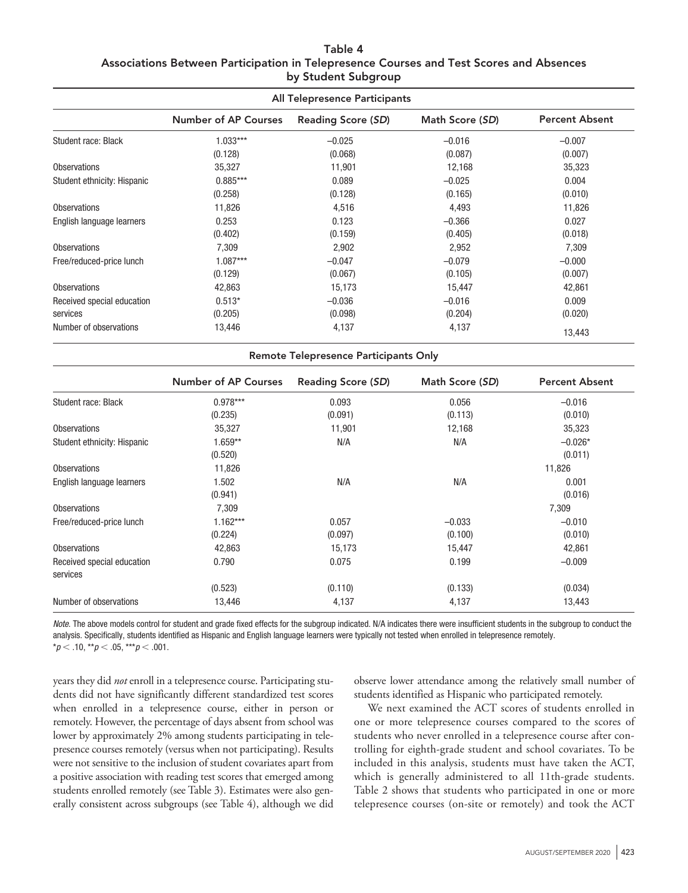**Table 4**
**Associations Between Participation in Telepresence Courses and Test Scores and Absences by Student Subgroup**

| All Telepresence Participants | | | | |
|---|---|---|---|---|
| | Number of AP Courses | Reading Score (*SD*) | Math Score (*SD*) | Percent Absent |
| Student race: Black | 1.033*** | −0.025 | −0.016 | −0.007 |
| | (0.128) | (0.068) | (0.087) | (0.007) |
| Observations | 35,327 | 11,901 | 12,168 | 35,323 |
| Student ethnicity: Hispanic | 0.885*** | 0.089 | −0.025 | 0.004 |
| | (0.258) | (0.128) | (0.165) | (0.010) |
| Observations | 11,826 | 4,516 | 4,493 | 11,826 |
| English language learners | 0.253 | 0.123 | −0.366 | 0.027 |
| | (0.402) | (0.159) | (0.405) | (0.018) |
| Observations | 7,309 | 2,902 | 2,952 | 7,309 |
| Free/reduced-price lunch | 1.087*** | −0.047 | −0.079 | −0.000 |
| | (0.129) | (0.067) | (0.105) | (0.007) |
| Observations | 42,863 | 15,173 | 15,447 | 42,861 |
| Received special education services | 0.513* | −0.036 | −0.016 | 0.009 |
| | (0.205) | (0.098) | (0.204) | (0.020) |
| Number of observations | 13,446 | 4,137 | 4,137 | 13,443 |

| Remote Telepresence Participants Only | | | | |
|---|---|---|---|---|
| | Number of AP Courses | Reading Score (*SD*) | Math Score (*SD*) | Percent Absent |
| Student race: Black | 0.978*** | 0.093 | 0.056 | −0.016 |
| | (0.235) | (0.091) | (0.113) | (0.010) |
| Observations | 35,327 | 11,901 | 12,168 | 35,323 |
| Student ethnicity: Hispanic | 1.659** | N/A | N/A | −0.026* |
| | (0.520) | | | (0.011) |
| Observations | 11,826 | | | 11,826 |
| English language learners | 1.502 | N/A | N/A | 0.001 |
| | (0.941) | | | (0.016) |
| Observations | 7,309 | | | 7,309 |
| Free/reduced-price lunch | 1.162*** | 0.057 | −0.033 | −0.010 |
| | (0.224) | (0.097) | (0.100) | (0.010) |
| Observations | 42,863 | 15,173 | 15,447 | 42,861 |
| Received special education services | 0.790 | 0.075 | 0.199 | −0.009 |
| | (0.523) | (0.110) | (0.133) | (0.034) |
| Number of observations | 13,446 | 4,137 | 4,137 | 13,443 |

*Note.* The above models control for student and grade fixed effects for the subgroup indicated. N/A indicates there were insufficient students in the subgroup to conduct the analysis. Specifically, students identified as Hispanic and English language learners were typically not tested when enrolled in telepresence remotely.
*$p < .10$, **$p < .05$, ***$p < .001$.

years they did *not* enroll in a telepresence course. Participating students did not have significantly different standardized test scores when enrolled in a telepresence course, either in person or remotely. However, the percentage of days absent from school was lower by approximately 2% among students participating in telepresence courses remotely (versus when not participating). Results were not sensitive to the inclusion of student covariates apart from a positive association with reading test scores that emerged among students enrolled remotely (see Table 3). Estimates were also generally consistent across subgroups (see Table 4), although we did observe lower attendance among the relatively small number of students identified as Hispanic who participated remotely.

We next examined the ACT scores of students enrolled in one or more telepresence courses compared to the scores of students who never enrolled in a telepresence course after controlling for eighth-grade student and school covariates. To be included in this analysis, students must have taken the ACT, which is generally administered to all 11th-grade students. Table 2 shows that students who participated in one or more telepresence courses (on-site or remotely) and took the ACT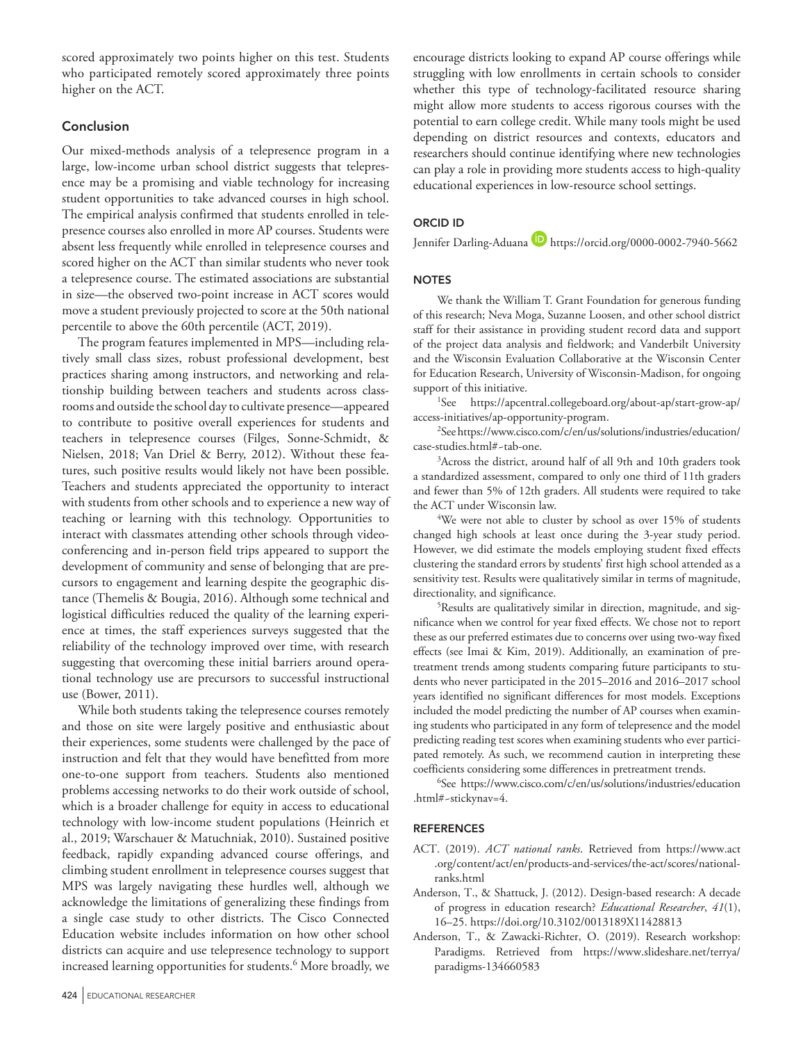scored approximately two points higher on this test. Students who participated remotely scored approximately three points higher on the ACT.

## Conclusion

Our mixed-methods analysis of a telepresence program in a large, low-income urban school district suggests that telepresence may be a promising and viable technology for increasing student opportunities to take advanced courses in high school. The empirical analysis confirmed that students enrolled in telepresence courses also enrolled in more AP courses. Students were absent less frequently while enrolled in telepresence courses and scored higher on the ACT than similar students who never took a telepresence course. The estimated associations are substantial in size—the observed two-point increase in ACT scores would move a student previously projected to score at the 50th national percentile to above the 60th percentile (ACT, 2019).

The program features implemented in MPS—including relatively small class sizes, robust professional development, best practices sharing among instructors, and networking and relationship building between teachers and students across classrooms and outside the school day to cultivate presence—appeared to contribute to positive overall experiences for students and teachers in telepresence courses (Filges, Sonne-Schmidt, & Nielsen, 2018; Van Driel & Berry, 2012). Without these features, such positive results would likely not have been possible. Teachers and students appreciated the opportunity to interact with students from other schools and to experience a new way of teaching or learning with this technology. Opportunities to interact with classmates attending other schools through videoconferencing and in-person field trips appeared to support the development of community and sense of belonging that are precursors to engagement and learning despite the geographic distance (Themelis & Bougia, 2016). Although some technical and logistical difficulties reduced the quality of the learning experience at times, the staff experiences surveys suggested that the reliability of the technology improved over time, with research suggesting that overcoming these initial barriers around operational technology use are precursors to successful instructional use (Bower, 2011).

While both students taking the telepresence courses remotely and those on site were largely positive and enthusiastic about their experiences, some students were challenged by the pace of instruction and felt that they would have benefitted from more one-to-one support from teachers. Students also mentioned problems accessing networks to do their work outside of school, which is a broader challenge for equity in access to educational technology with low-income student populations (Heinrich et al., 2019; Warschauer & Matuchniak, 2010). Sustained positive feedback, rapidly expanding advanced course offerings, and climbing student enrollment in telepresence courses suggest that MPS was largely navigating these hurdles well, although we acknowledge the limitations of generalizing these findings from a single case study to other districts. The Cisco Connected Education website includes information on how other school districts can acquire and use telepresence technology to support increased learning opportunities for students.[6] More broadly, we encourage districts looking to expand AP course offerings while struggling with low enrollments in certain schools to consider whether this type of technology-facilitated resource sharing might allow more students to access rigorous courses with the potential to earn college credit. While many tools might be used depending on district resources and contexts, educators and researchers should continue identifying where new technologies can play a role in providing more students access to high-quality educational experiences in low-resource school settings.

## ORCID ID

Jennifer Darling-Aduana https://orcid.org/0000-0002-7940-5662

## NOTES

We thank the William T. Grant Foundation for generous funding of this research; Neva Moga, Suzanne Loosen, and other school district staff for their assistance in providing student record data and support of the project data analysis and fieldwork; and Vanderbilt University and the Wisconsin Evaluation Collaborative at the Wisconsin Center for Education Research, University of Wisconsin-Madison, for ongoing support of this initiative.

[1]See https://apcentral.collegeboard.org/about-ap/start-grow-ap/access-initiatives/ap-opportunity-program.

[2]See https://www.cisco.com/c/en/us/solutions/industries/education/case-studies.html#~tab-one.

[3]Across the district, around half of all 9th and 10th graders took a standardized assessment, compared to only one third of 11th graders and fewer than 5% of 12th graders. All students were required to take the ACT under Wisconsin law.

[4]We were not able to cluster by school as over 15% of students changed high schools at least once during the 3-year study period. However, we did estimate the models employing student fixed effects clustering the standard errors by students' first high school attended as a sensitivity test. Results were qualitatively similar in terms of magnitude, directionality, and significance.

[5]Results are qualitatively similar in direction, magnitude, and significance when we control for year fixed effects. We chose not to report these as our preferred estimates due to concerns over using two-way fixed effects (see Imai & Kim, 2019). Additionally, an examination of pretreatment trends among students comparing future participants to students who never participated in the 2015–2016 and 2016–2017 school years identified no significant differences for most models. Exceptions included the model predicting the number of AP courses when examining students who participated in any form of telepresence and the model predicting reading test scores when examining students who ever participated remotely. As such, we recommend caution in interpreting these coefficients considering some differences in pretreatment trends.

[6]See https://www.cisco.com/c/en/us/solutions/industries/education.html#~stickynav=4.

## REFERENCES

ACT. (2019). *ACT national ranks*. Retrieved from https://www.act.org/content/act/en/products-and-services/the-act/scores/national-ranks.html

Anderson, T., & Shattuck, J. (2012). Design-based research: A decade of progress in education research? *Educational Researcher*, *41*(1), 16–25. https://doi.org/10.3102/0013189X11428813

Anderson, T., & Zawacki-Richter, O. (2019). Research workshop: Paradigms. Retrieved from https://www.slideshare.net/terrya/paradigms-134660583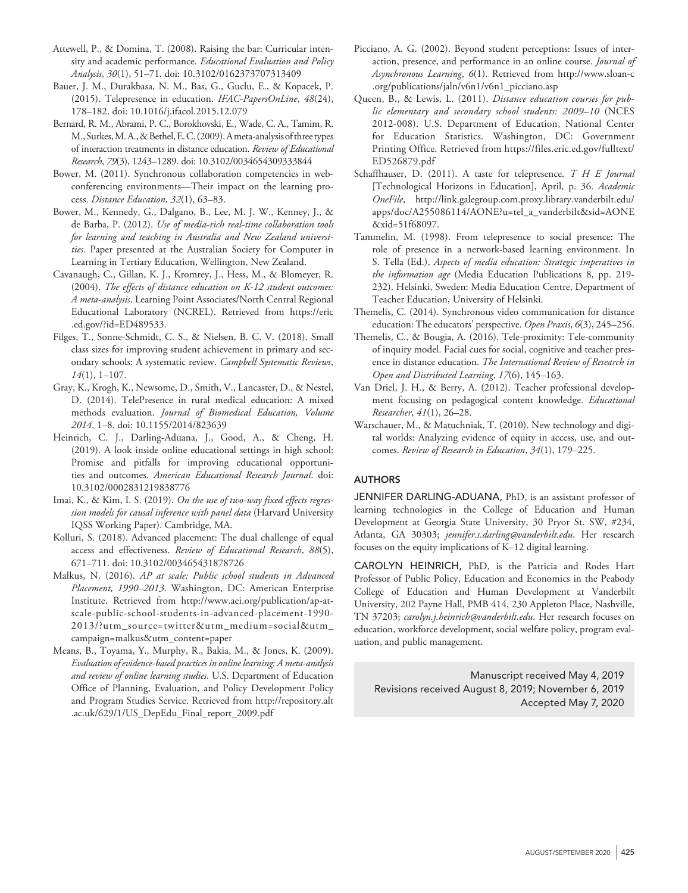Attewell, P., & Domina, T. (2008). Raising the bar: Curricular intensity and academic performance. *Educational Evaluation and Policy Analysis*, *30*(1), 51–71. doi: 10.3102/0162373707313409

Bauer, J. M., Durakbasa, N. M., Bas, G., Guclu, E., & Kopacek, P. (2015). Telepresence in education. *IFAC-PapersOnLine*, *48*(24), 178–182. doi: 10.1016/j.ifacol.2015.12.079

Bernard, R. M., Abrami, P. C., Borokhovski, E., Wade, C. A., Tamim, R. M., Surkes, M. A., & Bethel, E. C. (2009). A meta-analysis of three types of interaction treatments in distance education. *Review of Educational Research*, *79*(3), 1243–1289. doi: 10.3102/0034654309333844

Bower, M. (2011). Synchronous collaboration competencies in web-conferencing environments—Their impact on the learning process. *Distance Education*, *32*(1), 63–83.

Bower, M., Kennedy, G., Dalgano, B., Lee, M. J. W., Kenney, J., & de Barba, P. (2012). *Use of media-rich real-time collaboration tools for learning and teaching in Australia and New Zealand universities*. Paper presented at the Australian Society for Computer in Learning in Tertiary Education, Wellington, New Zealand.

Cavanaugh, C., Gillan, K. J., Kromrey, J., Hess, M., & Blomeyer, R. (2004). *The effects of distance education on K-12 student outcomes: A meta-analysis*. Learning Point Associates/North Central Regional Educational Laboratory (NCREL). Retrieved from https://eric.ed.gov/?id=ED489533.

Filges, T., Sonne-Schmidt, C. S., & Nielsen, B. C. V. (2018). Small class sizes for improving student achievement in primary and secondary schools: A systematic review. *Campbell Systematic Reviews*, *14*(1), 1–107.

Gray, K., Krogh, K., Newsome, D., Smith, V., Lancaster, D., & Nestel, D. (2014). TelePresence in rural medical education: A mixed methods evaluation. *Journal of Biomedical Education, Volume 2014*, 1–8. doi: 10.1155/2014/823639

Heinrich, C. J., Darling-Aduana, J., Good, A., & Cheng, H. (2019). A look inside online educational settings in high school: Promise and pitfalls for improving educational opportunities and outcomes. *American Educational Research Journal*. doi: 10.3102/0002831219838776

Imai, K., & Kim, I. S. (2019). *On the use of two-way fixed effects regression models for causal inference with panel data* (Harvard University IQSS Working Paper). Cambridge, MA.

Kolluri, S. (2018). Advanced placement: The dual challenge of equal access and effectiveness. *Review of Educational Research*, *88*(5), 671–711. doi: 10.3102/003465431878726

Malkus, N. (2016). *AP at scale: Public school students in Advanced Placement, 1990–2013*. Washington, DC: American Enterprise Institute. Retrieved from http://www.aei.org/publication/ap-at-scale-public-school-students-in-advanced-placement-1990-2013/?utm_source=twitter&utm_medium=social&utm_campaign=malkus&utm_content=paper

Means, B., Toyama, Y., Murphy, R., Bakia, M., & Jones, K. (2009). *Evaluation of evidence-based practices in online learning: A meta-analysis and review of online learning studies*. U.S. Department of Education Office of Planning, Evaluation, and Policy Development Policy and Program Studies Service. Retrieved from http://repository.alt.ac.uk/629/1/US_DepEdu_Final_report_2009.pdf

Picciano, A. G. (2002). Beyond student perceptions: Issues of interaction, presence, and performance in an online course. *Journal of Asynchronous Learning*, *6*(1). Retrieved from http://www.sloan-c.org/publications/jaln/v6n1/v6n1_picciano.asp

Queen, B., & Lewis, L. (2011). *Distance education courses for public elementary and secondary school students: 2009–10* (NCES 2012-008). U.S. Department of Education, National Center for Education Statistics. Washington, DC: Government Printing Office. Retrieved from https://files.eric.ed.gov/fulltext/ED526879.pdf

Schaffhauser, D. (2011). A taste for telepresence. *T H E Journal* [Technological Horizons in Education], April, p. 36. *Academic OneFile*, http://link.galegroup.com.proxy.library.vanderbilt.edu/apps/doc/A255086114/AONE?u=tel_a_vanderbilt&sid=AONE&xid=51f68097.

Tammelin, M. (1998). From telepresence to social presence: The role of presence in a network-based learning environment. In S. Tella (Ed.), *Aspects of media education: Strategic imperatives in the information age* (Media Education Publications 8, pp. 219-232). Helsinki, Sweden: Media Education Centre, Department of Teacher Education, University of Helsinki.

Themelis, C. (2014). Synchronous video communication for distance education: The educators' perspective. *Open Praxis*, *6*(3), 245–256.

Themelis, C., & Bougia, A. (2016). Tele-proximity: Tele-community of inquiry model. Facial cues for social, cognitive and teacher presence in distance education. *The International Review of Research in Open and Distributed Learning*, *17*(6), 145–163.

Van Driel, J. H., & Berry, A. (2012). Teacher professional development focusing on pedagogical content knowledge. *Educational Researcher*, *41*(1), 26–28.

Warschauer, M., & Matuchniak, T. (2010). New technology and digital worlds: Analyzing evidence of equity in access, use, and outcomes. *Review of Research in Education*, *34*(1), 179–225.

## AUTHORS

JENNIFER DARLING-ADUANA, PhD, is an assistant professor of learning technologies in the College of Education and Human Development at Georgia State University, 30 Pryor St. SW, #234, Atlanta, GA 30303; *jennifer.s.darling@vanderbilt.edu*. Her research focuses on the equity implications of K–12 digital learning.

CAROLYN HEINRICH, PhD, is the Patricia and Rodes Hart Professor of Public Policy, Education and Economics in the Peabody College of Education and Human Development at Vanderbilt University, 202 Payne Hall, PMB 414, 230 Appleton Place, Nashville, TN 37203; *carolyn.j.heinrich@vanderbilt.edu*. Her research focuses on education, workforce development, social welfare policy, program evaluation, and public management.

Manuscript received May 4, 2019
Revisions received August 8, 2019; November 6, 2019
Accepted May 7, 2020